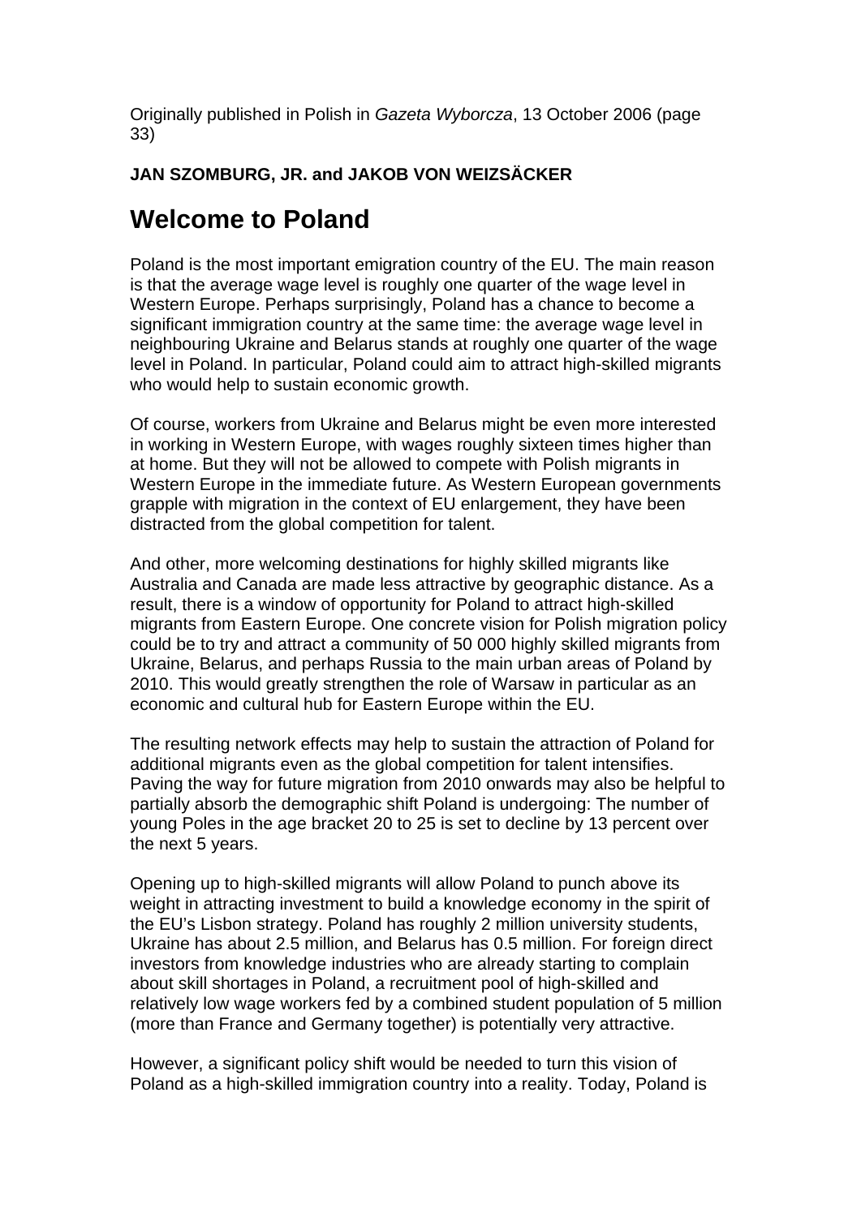Originally published in Polish in *Gazeta Wyborcza*, 13 October 2006 (page 33)

**JAN SZOMBURG, JR. and JAKOB VON WEIZSÄCKER**

# Welcome to Poland

Poland is the most important emigration country of the EU. The main reason is that the average wage level is roughly one quarter of the wage level in Western Europe. Perhaps surprisingly, Poland has a chance to become a significant immigration country at the same time: the average wage level in neighbouring Ukraine and Belarus stands at roughly one quarter of the wage level in Poland. In particular, Poland could aim to attract high-skilled migrants who would help to sustain economic growth.

Of course, workers from Ukraine and Belarus might be even more interested in working in Western Europe, with wages roughly sixteen times higher than at home. But they will not be allowed to compete with Polish migrants in Western Europe in the immediate future. As Western European governments grapple with migration in the context of EU enlargement, they have been distracted from the global competition for talent.

And other, more welcoming destinations for highly skilled migrants like Australia and Canada are made less attractive by geographic distance. As a result, there is a window of opportunity for Poland to attract high-skilled migrants from Eastern Europe. One concrete vision for Polish migration policy could be to try and attract a community of 50 000 highly skilled migrants from Ukraine, Belarus, and perhaps Russia to the main urban areas of Poland by 2010. This would greatly strengthen the role of Warsaw in particular as an economic and cultural hub for Eastern Europe within the EU.

The resulting network effects may help to sustain the attraction of Poland for additional migrants even as the global competition for talent intensifies. Paving the way for future migration from 2010 onwards may also be helpful to partially absorb the demographic shift Poland is undergoing: The number of young Poles in the age bracket 20 to 25 is set to decline by 13 percent over the next 5 years.

Opening up to high-skilled migrants will allow Poland to punch above its weight in attracting investment to build a knowledge economy in the spirit of the EU's Lisbon strategy. Poland has roughly 2 million university students, Ukraine has about 2.5 million, and Belarus has 0.5 million. For foreign direct investors from knowledge industries who are already starting to complain about skill shortages in Poland, a recruitment pool of high-skilled and relatively low wage workers fed by a combined student population of 5 million (more than France and Germany together) is potentially very attractive.

However, a significant policy shift would be needed to turn this vision of Poland as a high-skilled immigration country into a reality. Today, Poland is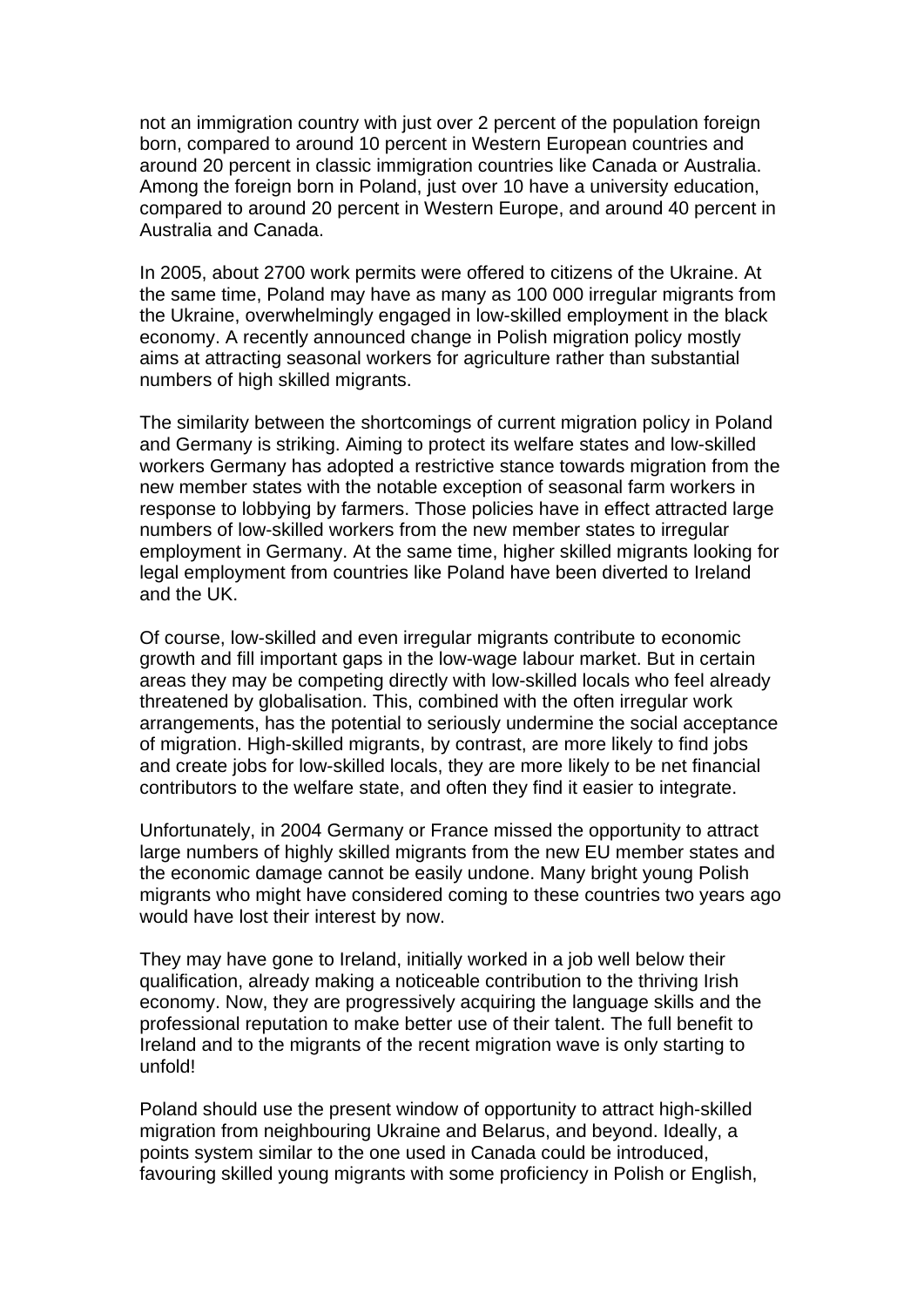not an immigration country with just over 2 percent of the population foreign born, compared to around 10 percent in Western European countries and around 20 percent in classic immigration countries like Canada or Australia. Among the foreign born in Poland, just over 10 have a university education, compared to around 20 percent in Western Europe, and around 40 percent in Australia and Canada.

In 2005, about 2700 work permits were offered to citizens of the Ukraine. At the same time, Poland may have as many as 100 000 irregular migrants from the Ukraine, overwhelmingly engaged in low-skilled employment in the black economy. A recently announced change in Polish migration policy mostly aims at attracting seasonal workers for agriculture rather than substantial numbers of high skilled migrants.

The similarity between the shortcomings of current migration policy in Poland and Germany is striking. Aiming to protect its welfare states and low-skilled workers Germany has adopted a restrictive stance towards migration from the new member states with the notable exception of seasonal farm workers in response to lobbying by farmers. Those policies have in effect attracted large numbers of low-skilled workers from the new member states to irregular employment in Germany. At the same time, higher skilled migrants looking for legal employment from countries like Poland have been diverted to Ireland and the UK.

Of course, low-skilled and even irregular migrants contribute to economic growth and fill important gaps in the low-wage labour market. But in certain areas they may be competing directly with low-skilled locals who feel already threatened by globalisation. This, combined with the often irregular work arrangements, has the potential to seriously undermine the social acceptance of migration. High-skilled migrants, by contrast, are more likely to find jobs and create jobs for low-skilled locals, they are more likely to be net financial contributors to the welfare state, and often they find it easier to integrate.

Unfortunately, in 2004 Germany or France missed the opportunity to attract large numbers of highly skilled migrants from the new EU member states and the economic damage cannot be easily undone. Many bright young Polish migrants who might have considered coming to these countries two years ago would have lost their interest by now.

They may have gone to Ireland, initially worked in a job well below their qualification, already making a noticeable contribution to the thriving Irish economy. Now, they are progressively acquiring the language skills and the professional reputation to make better use of their talent. The full benefit to Ireland and to the migrants of the recent migration wave is only starting to unfold!

Poland should use the present window of opportunity to attract high-skilled migration from neighbouring Ukraine and Belarus, and beyond. Ideally, a points system similar to the one used in Canada could be introduced, favouring skilled young migrants with some proficiency in Polish or English,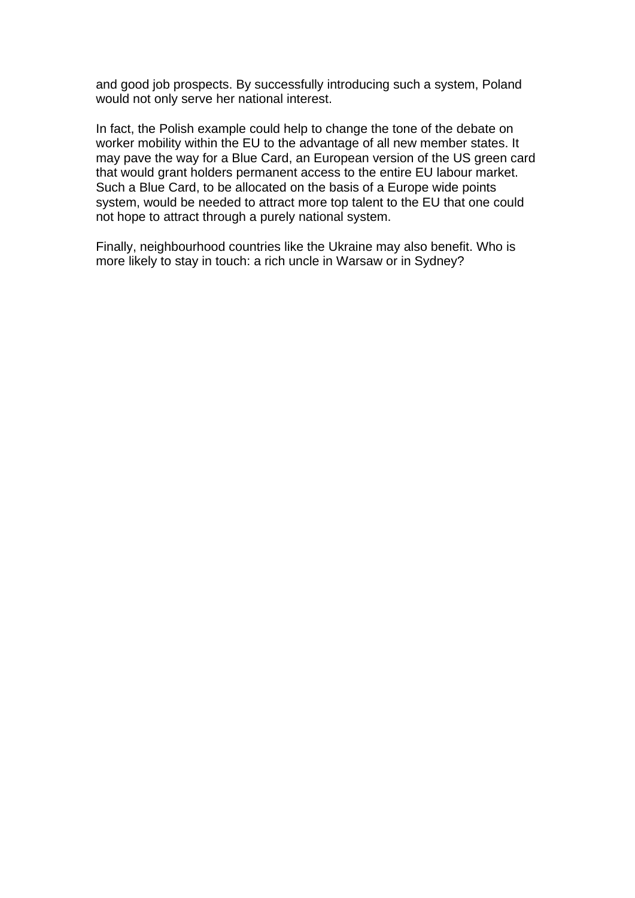and good job prospects. By successfully introducing such a system, Poland would not only serve her national interest.

In fact, the Polish example could help to change the tone of the debate on worker mobility within the EU to the advantage of all new member states. It may pave the way for a Blue Card, an European version of the US green card that would grant holders permanent access to the entire EU labour market. Such a Blue Card, to be allocated on the basis of a Europe wide points system, would be needed to attract more top talent to the EU that one could not hope to attract through a purely national system.

Finally, neighbourhood countries like the Ukraine may also benefit. Who is more likely to stay in touch: a rich uncle in Warsaw or in Sydney?